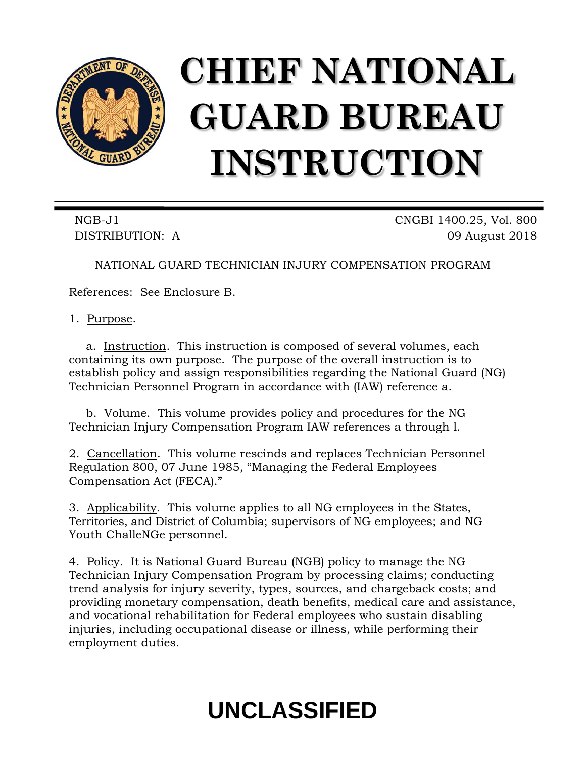# CHIEF NATIONAL GUARD BUREAU INSTRUCTION

NGB-J1
DISTRIBUTION: A

CNGBI 1400.25, Vol. 800
09 August 2018

NATIONAL GUARD TECHNICIAN INJURY COMPENSATION PROGRAM

References: See Enclosure B.

1. Purpose.

a. Instruction. This instruction is composed of several volumes, each containing its own purpose. The purpose of the overall instruction is to establish policy and assign responsibilities regarding the National Guard (NG) Technician Personnel Program in accordance with (IAW) reference a.

b. Volume. This volume provides policy and procedures for the NG Technician Injury Compensation Program IAW references a through l.

2. Cancellation. This volume rescinds and replaces Technician Personnel Regulation 800, 07 June 1985, "Managing the Federal Employees Compensation Act (FECA)."

3. Applicability. This volume applies to all NG employees in the States, Territories, and District of Columbia; supervisors of NG employees; and NG Youth ChalleNGe personnel.

4. Policy. It is National Guard Bureau (NGB) policy to manage the NG Technician Injury Compensation Program by processing claims; conducting trend analysis for injury severity, types, sources, and chargeback costs; and providing monetary compensation, death benefits, medical care and assistance, and vocational rehabilitation for Federal employees who sustain disabling injuries, including occupational disease or illness, while performing their employment duties.

**UNCLASSIFIED**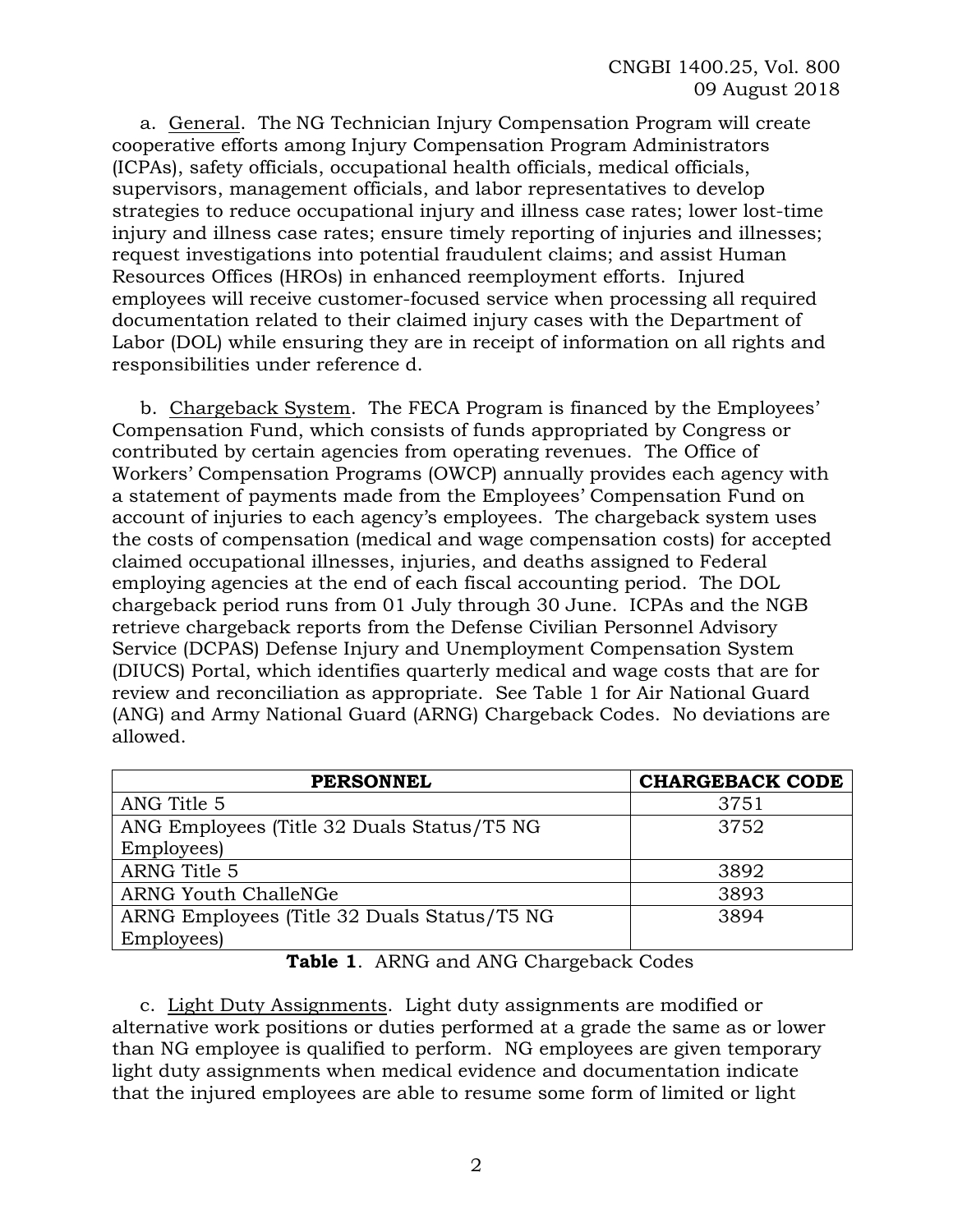a. General. The NG Technician Injury Compensation Program will create cooperative efforts among Injury Compensation Program Administrators (ICPAs), safety officials, occupational health officials, medical officials, supervisors, management officials, and labor representatives to develop strategies to reduce occupational injury and illness case rates; lower lost-time injury and illness case rates; ensure timely reporting of injuries and illnesses; request investigations into potential fraudulent claims; and assist Human Resources Offices (HROs) in enhanced reemployment efforts. Injured employees will receive customer-focused service when processing all required documentation related to their claimed injury cases with the Department of Labor (DOL) while ensuring they are in receipt of information on all rights and responsibilities under reference d.

b. Chargeback System. The FECA Program is financed by the Employees' Compensation Fund, which consists of funds appropriated by Congress or contributed by certain agencies from operating revenues. The Office of Workers' Compensation Programs (OWCP) annually provides each agency with a statement of payments made from the Employees' Compensation Fund on account of injuries to each agency's employees. The chargeback system uses the costs of compensation (medical and wage compensation costs) for accepted claimed occupational illnesses, injuries, and deaths assigned to Federal employing agencies at the end of each fiscal accounting period. The DOL chargeback period runs from 01 July through 30 June. ICPAs and the NGB retrieve chargeback reports from the Defense Civilian Personnel Advisory Service (DCPAS) Defense Injury and Unemployment Compensation System (DIUCS) Portal, which identifies quarterly medical and wage costs that are for review and reconciliation as appropriate. See Table 1 for Air National Guard (ANG) and Army National Guard (ARNG) Chargeback Codes. No deviations are allowed.

| PERSONNEL | CHARGEBACK CODE |
|---|---|
| ANG Title 5 | 3751 |
| ANG Employees (Title 32 Duals Status/T5 NG Employees) | 3752 |
| ARNG Title 5 | 3892 |
| ARNG Youth ChalleNGe | 3893 |
| ARNG Employees (Title 32 Duals Status/T5 NG Employees) | 3894 |

**Table 1**. ARNG and ANG Chargeback Codes

c. Light Duty Assignments. Light duty assignments are modified or alternative work positions or duties performed at a grade the same as or lower than NG employee is qualified to perform. NG employees are given temporary light duty assignments when medical evidence and documentation indicate that the injured employees are able to resume some form of limited or light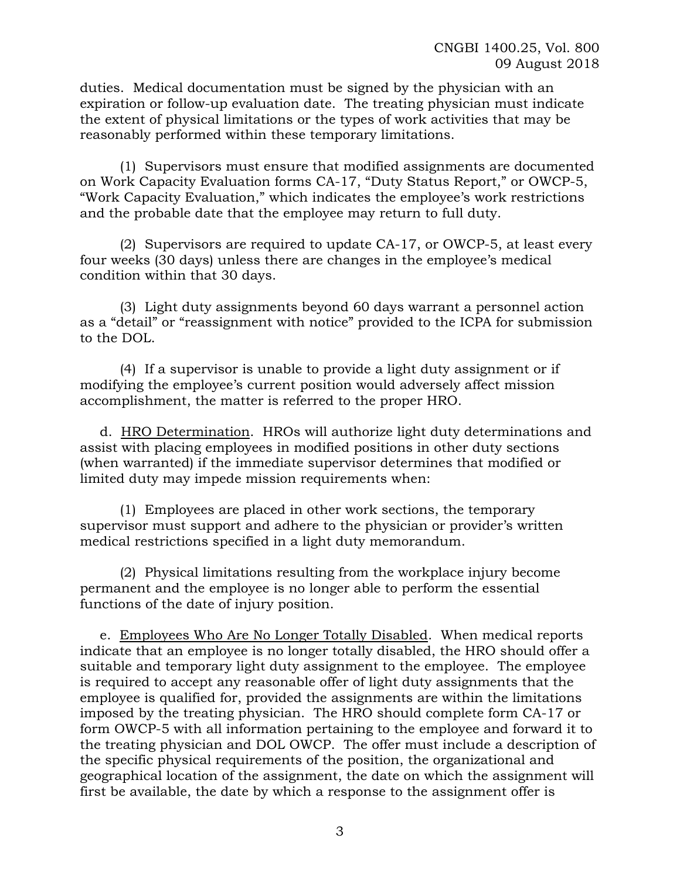duties. Medical documentation must be signed by the physician with an expiration or follow-up evaluation date. The treating physician must indicate the extent of physical limitations or the types of work activities that may be reasonably performed within these temporary limitations.

(1) Supervisors must ensure that modified assignments are documented on Work Capacity Evaluation forms CA-17, "Duty Status Report," or OWCP-5, "Work Capacity Evaluation," which indicates the employee's work restrictions and the probable date that the employee may return to full duty.

(2) Supervisors are required to update CA-17, or OWCP-5, at least every four weeks (30 days) unless there are changes in the employee's medical condition within that 30 days.

(3) Light duty assignments beyond 60 days warrant a personnel action as a "detail" or "reassignment with notice" provided to the ICPA for submission to the DOL.

(4) If a supervisor is unable to provide a light duty assignment or if modifying the employee's current position would adversely affect mission accomplishment, the matter is referred to the proper HRO.

d. <u>HRO Determination</u>. HROs will authorize light duty determinations and assist with placing employees in modified positions in other duty sections (when warranted) if the immediate supervisor determines that modified or limited duty may impede mission requirements when:

(1) Employees are placed in other work sections, the temporary supervisor must support and adhere to the physician or provider's written medical restrictions specified in a light duty memorandum.

(2) Physical limitations resulting from the workplace injury become permanent and the employee is no longer able to perform the essential functions of the date of injury position.

e. <u>Employees Who Are No Longer Totally Disabled</u>. When medical reports indicate that an employee is no longer totally disabled, the HRO should offer a suitable and temporary light duty assignment to the employee. The employee is required to accept any reasonable offer of light duty assignments that the employee is qualified for, provided the assignments are within the limitations imposed by the treating physician. The HRO should complete form CA-17 or form OWCP-5 with all information pertaining to the employee and forward it to the treating physician and DOL OWCP. The offer must include a description of the specific physical requirements of the position, the organizational and geographical location of the assignment, the date on which the assignment will first be available, the date by which a response to the assignment offer is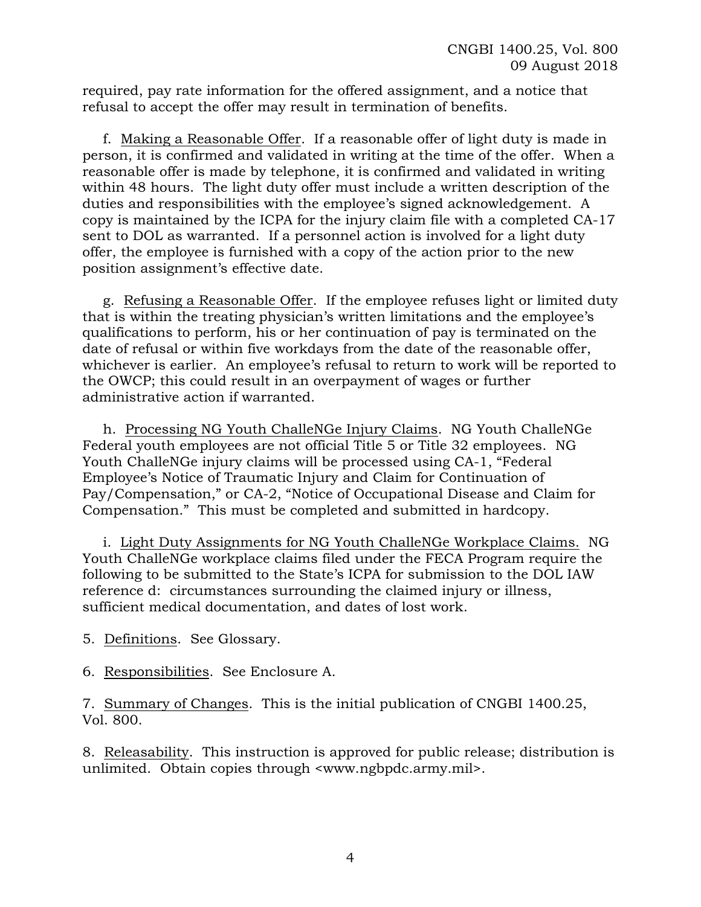required, pay rate information for the offered assignment, and a notice that refusal to accept the offer may result in termination of benefits.

f. Making a Reasonable Offer. If a reasonable offer of light duty is made in person, it is confirmed and validated in writing at the time of the offer. When a reasonable offer is made by telephone, it is confirmed and validated in writing within 48 hours. The light duty offer must include a written description of the duties and responsibilities with the employee's signed acknowledgement. A copy is maintained by the ICPA for the injury claim file with a completed CA-17 sent to DOL as warranted. If a personnel action is involved for a light duty offer, the employee is furnished with a copy of the action prior to the new position assignment's effective date.

g. Refusing a Reasonable Offer. If the employee refuses light or limited duty that is within the treating physician's written limitations and the employee's qualifications to perform, his or her continuation of pay is terminated on the date of refusal or within five workdays from the date of the reasonable offer, whichever is earlier. An employee's refusal to return to work will be reported to the OWCP; this could result in an overpayment of wages or further administrative action if warranted.

h. Processing NG Youth ChalleNGe Injury Claims. NG Youth ChalleNGe Federal youth employees are not official Title 5 or Title 32 employees. NG Youth ChalleNGe injury claims will be processed using CA-1, "Federal Employee's Notice of Traumatic Injury and Claim for Continuation of Pay/Compensation," or CA-2, "Notice of Occupational Disease and Claim for Compensation." This must be completed and submitted in hardcopy.

i. Light Duty Assignments for NG Youth ChalleNGe Workplace Claims. NG Youth ChalleNGe workplace claims filed under the FECA Program require the following to be submitted to the State's ICPA for submission to the DOL IAW reference d: circumstances surrounding the claimed injury or illness, sufficient medical documentation, and dates of lost work.

5. Definitions. See Glossary.

6. Responsibilities. See Enclosure A.

7. Summary of Changes. This is the initial publication of CNGBI 1400.25, Vol. 800.

8. Releasability. This instruction is approved for public release; distribution is unlimited. Obtain copies through <www.ngbpdc.army.mil>.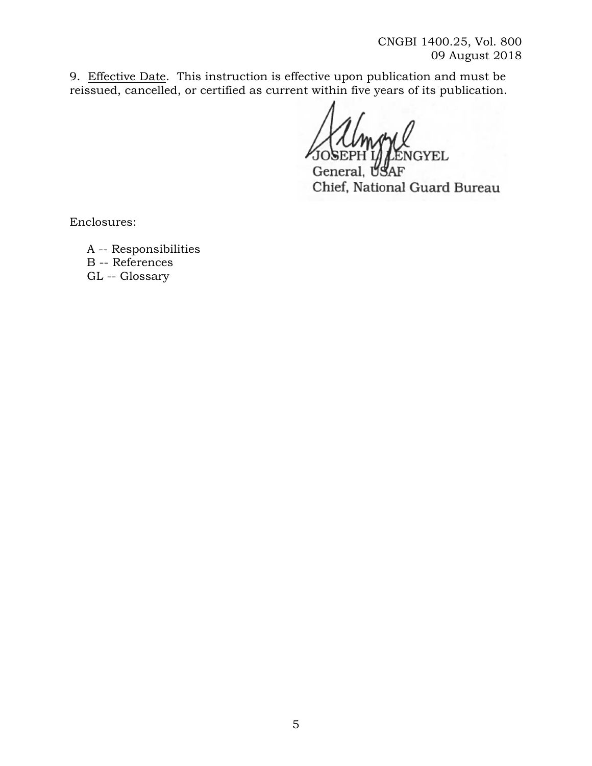9. Effective Date. This instruction is effective upon publication and must be reissued, cancelled, or certified as current within five years of its publication.

JOSEPH L. LENGYEL
General, USAF
Chief, National Guard Bureau

Enclosures:

A -- Responsibilities
B -- References
GL -- Glossary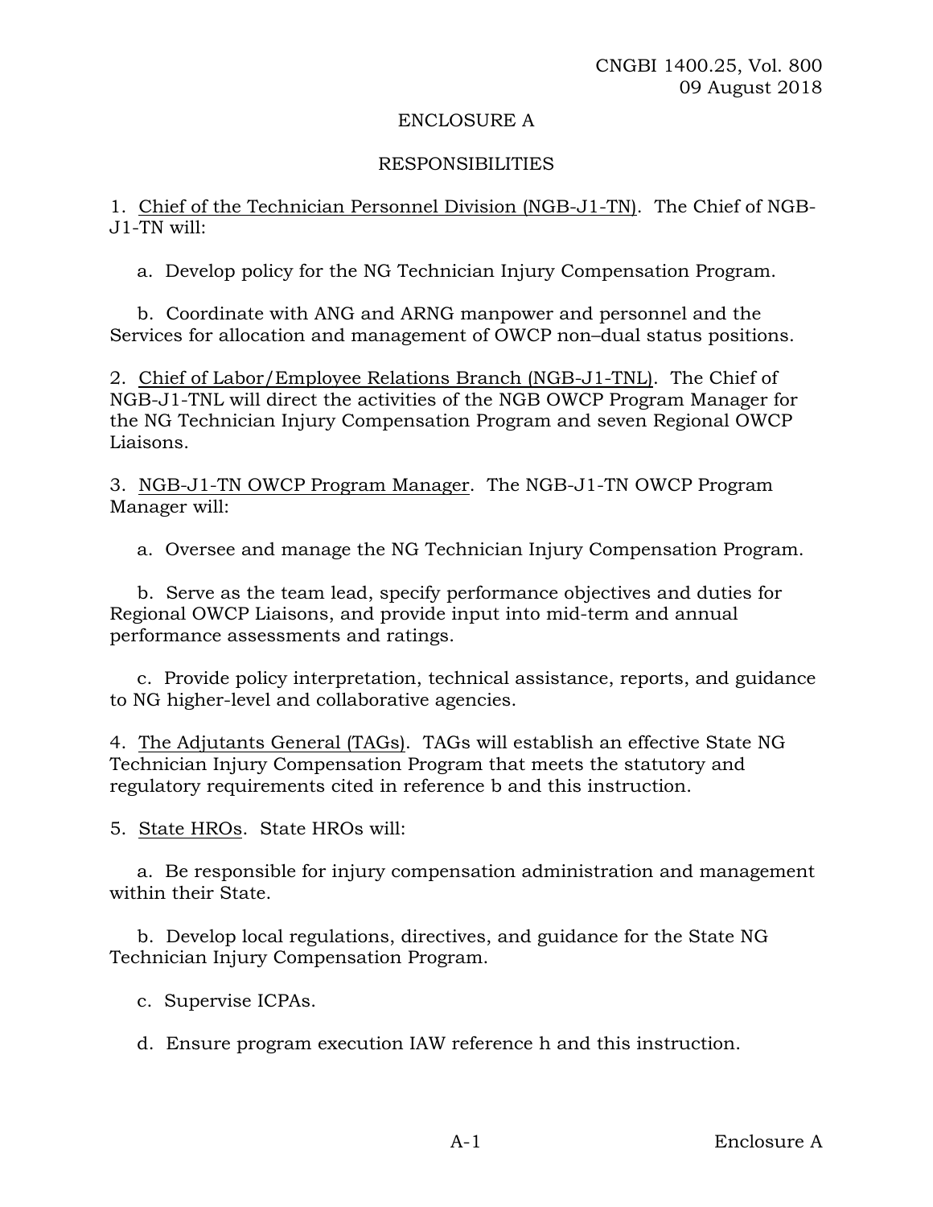# ENCLOSURE A

## RESPONSIBILITIES

1. Chief of the Technician Personnel Division (NGB-J1-TN). The Chief of NGB-J1-TN will:

   a. Develop policy for the NG Technician Injury Compensation Program.

   b. Coordinate with ANG and ARNG manpower and personnel and the Services for allocation and management of OWCP non–dual status positions.

2. Chief of Labor/Employee Relations Branch (NGB-J1-TNL). The Chief of NGB-J1-TNL will direct the activities of the NGB OWCP Program Manager for the NG Technician Injury Compensation Program and seven Regional OWCP Liaisons.

3. NGB-J1-TN OWCP Program Manager. The NGB-J1-TN OWCP Program Manager will:

   a. Oversee and manage the NG Technician Injury Compensation Program.

   b. Serve as the team lead, specify performance objectives and duties for Regional OWCP Liaisons, and provide input into mid-term and annual performance assessments and ratings.

   c. Provide policy interpretation, technical assistance, reports, and guidance to NG higher-level and collaborative agencies.

4. The Adjutants General (TAGs). TAGs will establish an effective State NG Technician Injury Compensation Program that meets the statutory and regulatory requirements cited in reference b and this instruction.

5. State HROs. State HROs will:

   a. Be responsible for injury compensation administration and management within their State.

   b. Develop local regulations, directives, and guidance for the State NG Technician Injury Compensation Program.

   c. Supervise ICPAs.

   d. Ensure program execution IAW reference h and this instruction.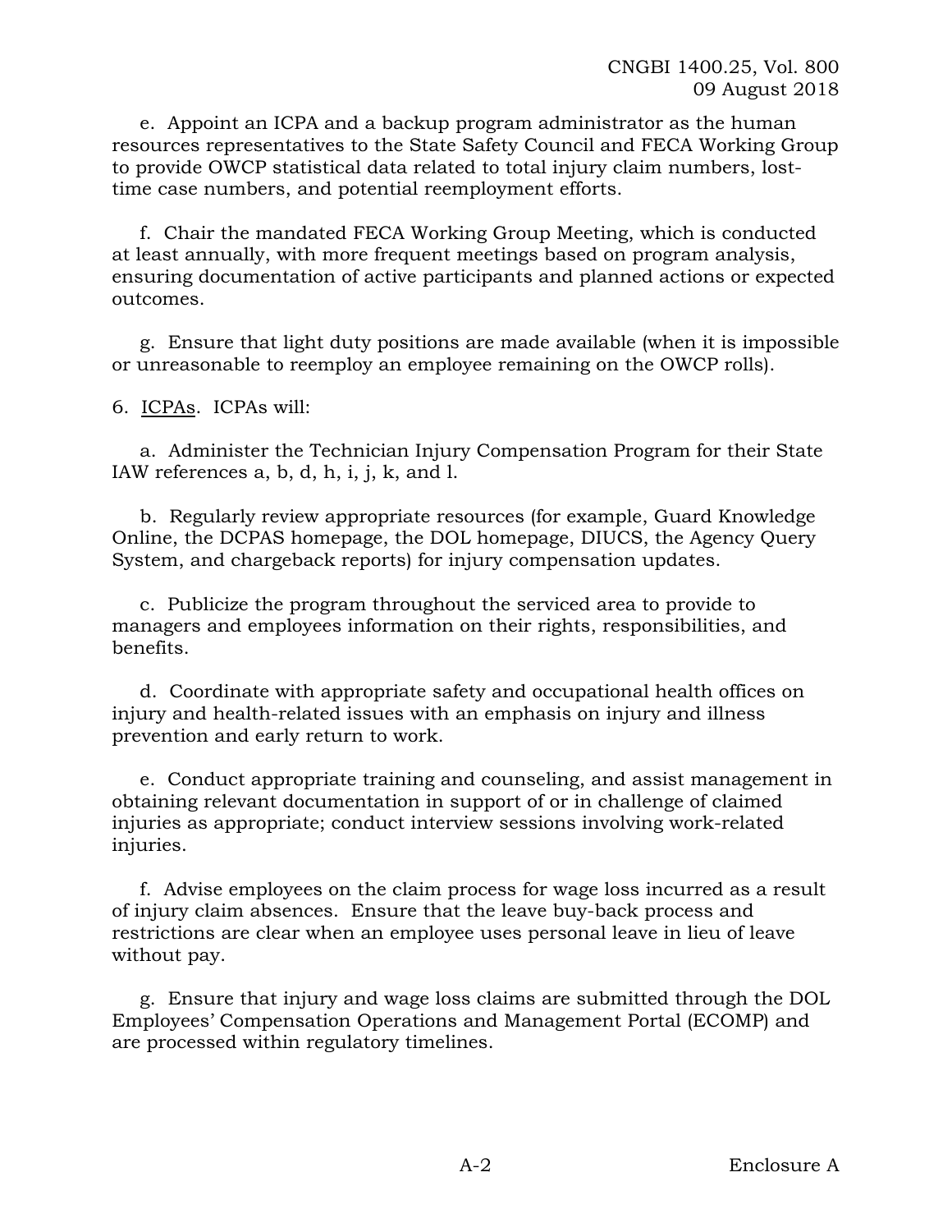e. Appoint an ICPA and a backup program administrator as the human resources representatives to the State Safety Council and FECA Working Group to provide OWCP statistical data related to total injury claim numbers, lost-time case numbers, and potential reemployment efforts.

f. Chair the mandated FECA Working Group Meeting, which is conducted at least annually, with more frequent meetings based on program analysis, ensuring documentation of active participants and planned actions or expected outcomes.

g. Ensure that light duty positions are made available (when it is impossible or unreasonable to reemploy an employee remaining on the OWCP rolls).

6. <u>ICPAs</u>. ICPAs will:

a. Administer the Technician Injury Compensation Program for their State IAW references a, b, d, h, i, j, k, and l.

b. Regularly review appropriate resources (for example, Guard Knowledge Online, the DCPAS homepage, the DOL homepage, DIUCS, the Agency Query System, and chargeback reports) for injury compensation updates.

c. Publicize the program throughout the serviced area to provide to managers and employees information on their rights, responsibilities, and benefits.

d. Coordinate with appropriate safety and occupational health offices on injury and health-related issues with an emphasis on injury and illness prevention and early return to work.

e. Conduct appropriate training and counseling, and assist management in obtaining relevant documentation in support of or in challenge of claimed injuries as appropriate; conduct interview sessions involving work-related injuries.

f. Advise employees on the claim process for wage loss incurred as a result of injury claim absences. Ensure that the leave buy-back process and restrictions are clear when an employee uses personal leave in lieu of leave without pay.

g. Ensure that injury and wage loss claims are submitted through the DOL Employees' Compensation Operations and Management Portal (ECOMP) and are processed within regulatory timelines.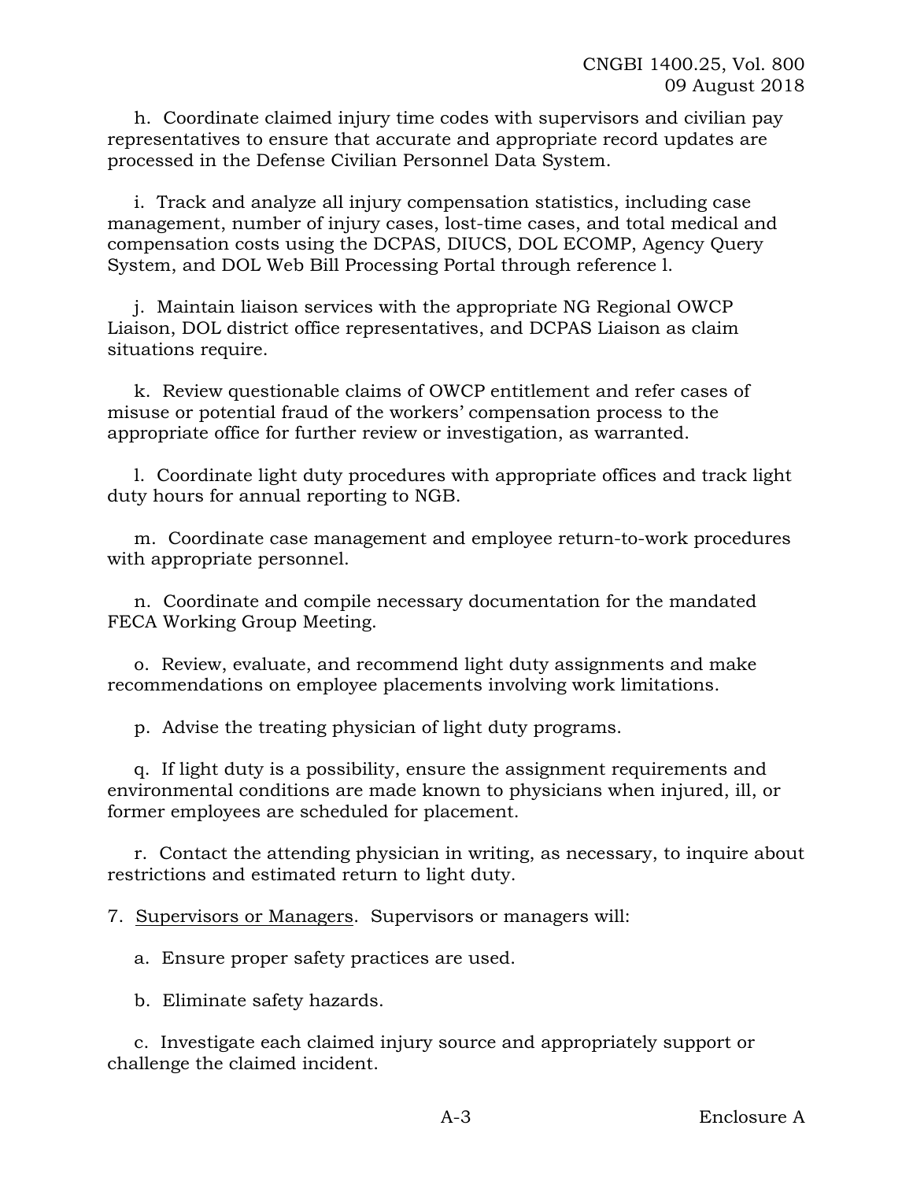h. Coordinate claimed injury time codes with supervisors and civilian pay representatives to ensure that accurate and appropriate record updates are processed in the Defense Civilian Personnel Data System.

i. Track and analyze all injury compensation statistics, including case management, number of injury cases, lost-time cases, and total medical and compensation costs using the DCPAS, DIUCS, DOL ECOMP, Agency Query System, and DOL Web Bill Processing Portal through reference l.

j. Maintain liaison services with the appropriate NG Regional OWCP Liaison, DOL district office representatives, and DCPAS Liaison as claim situations require.

k. Review questionable claims of OWCP entitlement and refer cases of misuse or potential fraud of the workers' compensation process to the appropriate office for further review or investigation, as warranted.

l. Coordinate light duty procedures with appropriate offices and track light duty hours for annual reporting to NGB.

m. Coordinate case management and employee return-to-work procedures with appropriate personnel.

n. Coordinate and compile necessary documentation for the mandated FECA Working Group Meeting.

o. Review, evaluate, and recommend light duty assignments and make recommendations on employee placements involving work limitations.

p. Advise the treating physician of light duty programs.

q. If light duty is a possibility, ensure the assignment requirements and environmental conditions are made known to physicians when injured, ill, or former employees are scheduled for placement.

r. Contact the attending physician in writing, as necessary, to inquire about restrictions and estimated return to light duty.

7. Supervisors or Managers. Supervisors or managers will:

a. Ensure proper safety practices are used.

b. Eliminate safety hazards.

c. Investigate each claimed injury source and appropriately support or challenge the claimed incident.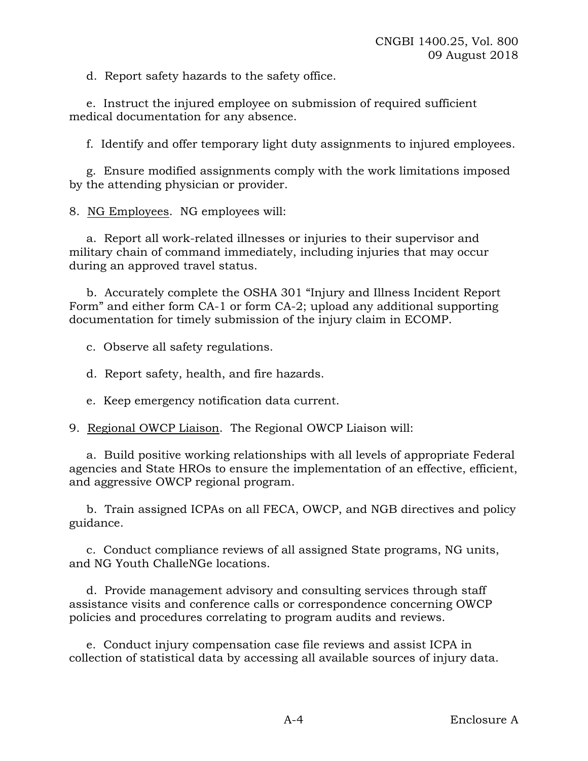d. Report safety hazards to the safety office.

e. Instruct the injured employee on submission of required sufficient medical documentation for any absence.

f. Identify and offer temporary light duty assignments to injured employees.

g. Ensure modified assignments comply with the work limitations imposed by the attending physician or provider.

8. <u>NG Employees</u>. NG employees will:

a. Report all work-related illnesses or injuries to their supervisor and military chain of command immediately, including injuries that may occur during an approved travel status.

b. Accurately complete the OSHA 301 "Injury and Illness Incident Report Form" and either form CA-1 or form CA-2; upload any additional supporting documentation for timely submission of the injury claim in ECOMP.

c. Observe all safety regulations.

d. Report safety, health, and fire hazards.

e. Keep emergency notification data current.

9. <u>Regional OWCP Liaison</u>. The Regional OWCP Liaison will:

a. Build positive working relationships with all levels of appropriate Federal agencies and State HROs to ensure the implementation of an effective, efficient, and aggressive OWCP regional program.

b. Train assigned ICPAs on all FECA, OWCP, and NGB directives and policy guidance.

c. Conduct compliance reviews of all assigned State programs, NG units, and NG Youth ChalleNGe locations.

d. Provide management advisory and consulting services through staff assistance visits and conference calls or correspondence concerning OWCP policies and procedures correlating to program audits and reviews.

e. Conduct injury compensation case file reviews and assist ICPA in collection of statistical data by accessing all available sources of injury data.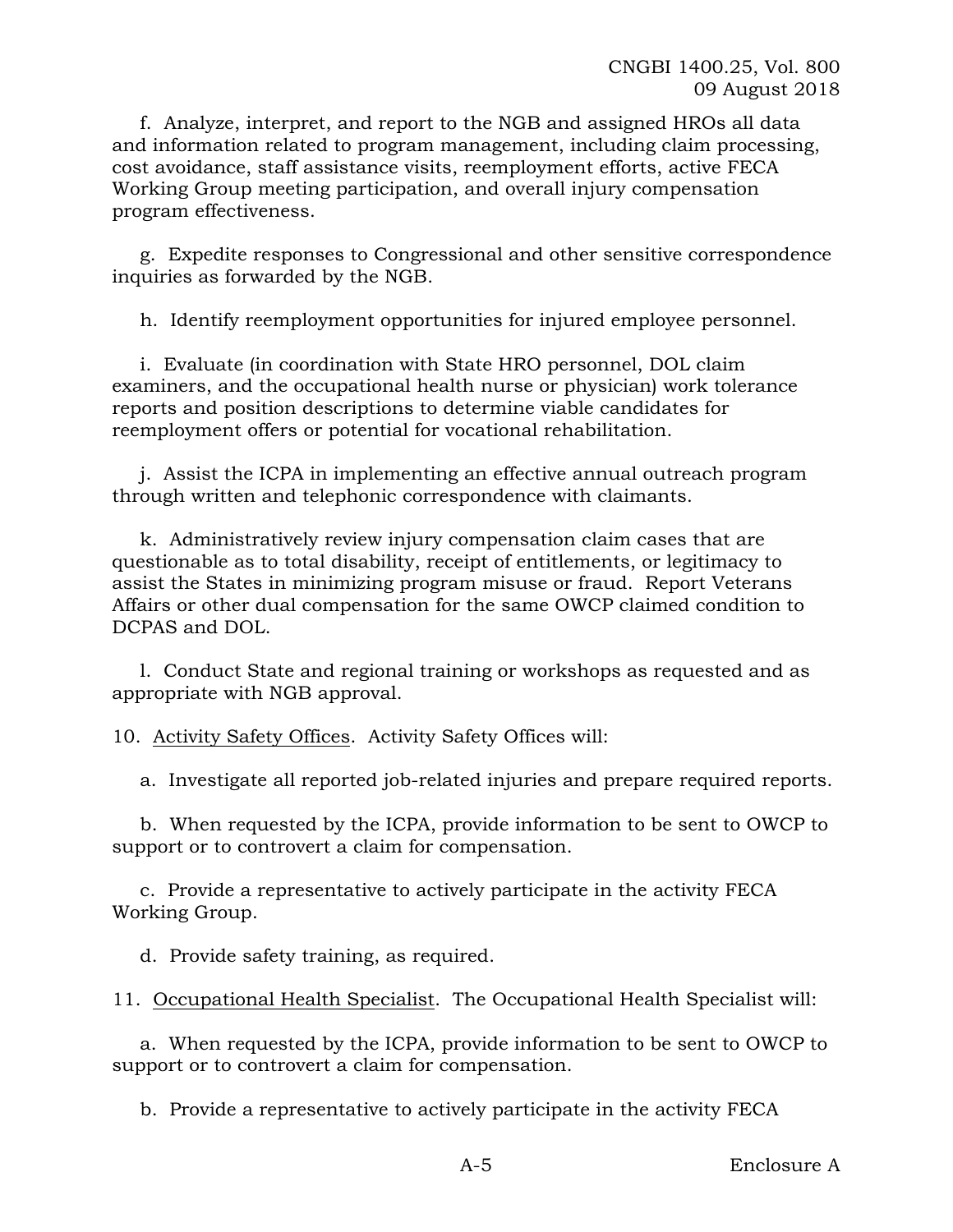f. Analyze, interpret, and report to the NGB and assigned HROs all data and information related to program management, including claim processing, cost avoidance, staff assistance visits, reemployment efforts, active FECA Working Group meeting participation, and overall injury compensation program effectiveness.

g. Expedite responses to Congressional and other sensitive correspondence inquiries as forwarded by the NGB.

h. Identify reemployment opportunities for injured employee personnel.

i. Evaluate (in coordination with State HRO personnel, DOL claim examiners, and the occupational health nurse or physician) work tolerance reports and position descriptions to determine viable candidates for reemployment offers or potential for vocational rehabilitation.

j. Assist the ICPA in implementing an effective annual outreach program through written and telephonic correspondence with claimants.

k. Administratively review injury compensation claim cases that are questionable as to total disability, receipt of entitlements, or legitimacy to assist the States in minimizing program misuse or fraud. Report Veterans Affairs or other dual compensation for the same OWCP claimed condition to DCPAS and DOL.

l. Conduct State and regional training or workshops as requested and as appropriate with NGB approval.

10. Activity Safety Offices. Activity Safety Offices will:

a. Investigate all reported job-related injuries and prepare required reports.

b. When requested by the ICPA, provide information to be sent to OWCP to support or to controvert a claim for compensation.

c. Provide a representative to actively participate in the activity FECA Working Group.

d. Provide safety training, as required.

11. Occupational Health Specialist. The Occupational Health Specialist will:

a. When requested by the ICPA, provide information to be sent to OWCP to support or to controvert a claim for compensation.

b. Provide a representative to actively participate in the activity FECA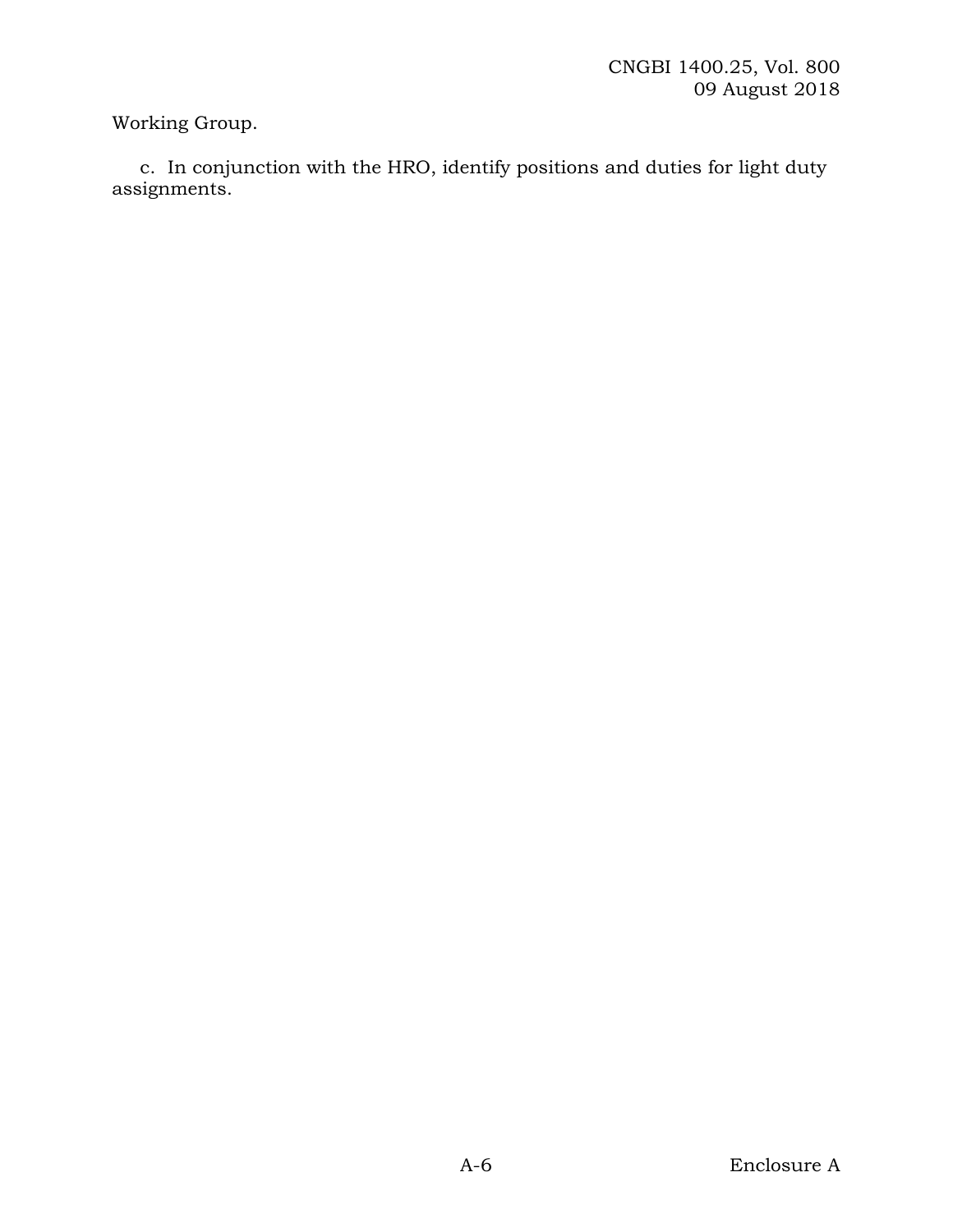Working Group.

c. In conjunction with the HRO, identify positions and duties for light duty assignments.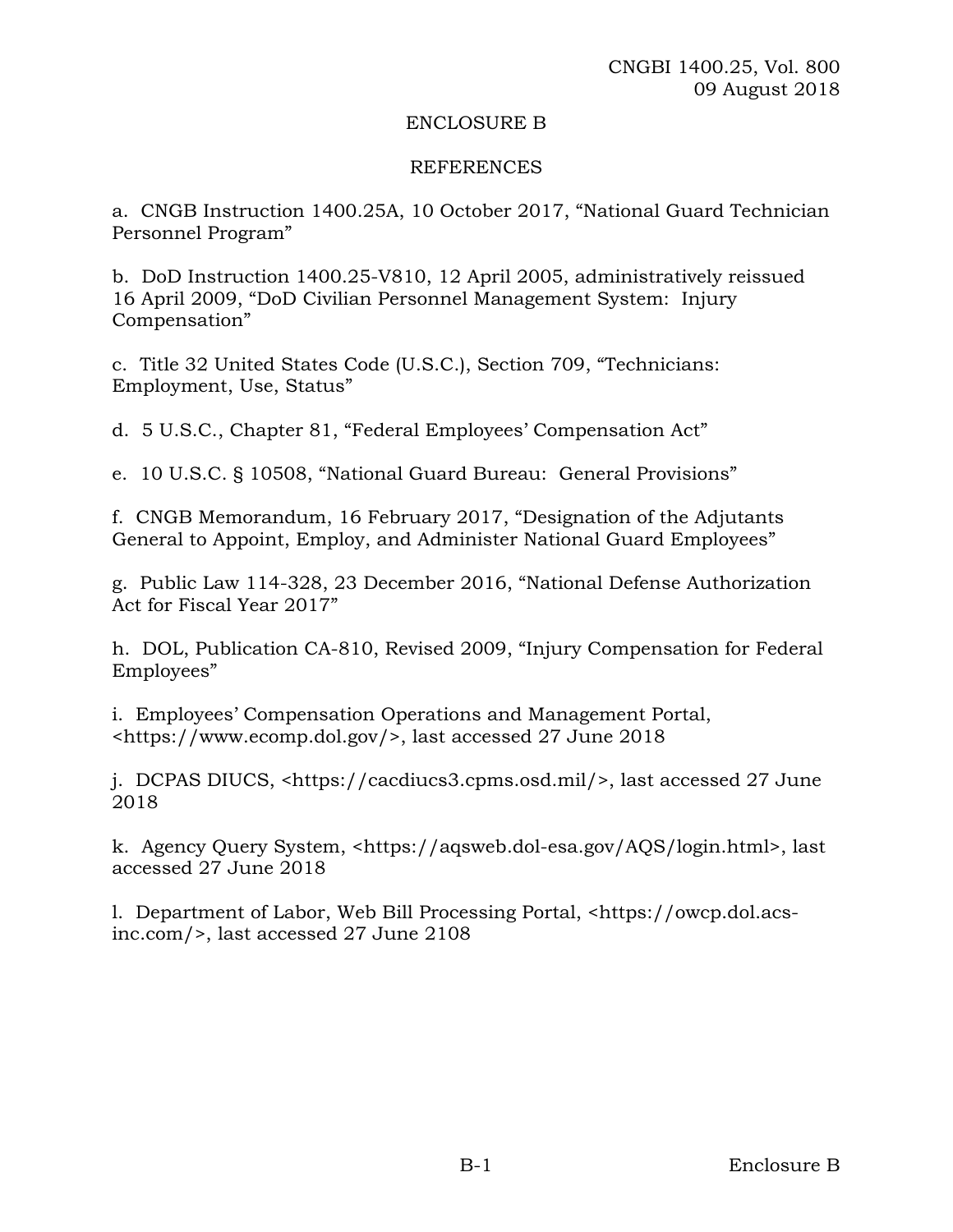# ENCLOSURE B

## REFERENCES

a. CNGB Instruction 1400.25A, 10 October 2017, "National Guard Technician Personnel Program"

b. DoD Instruction 1400.25-V810, 12 April 2005, administratively reissued 16 April 2009, "DoD Civilian Personnel Management System: Injury Compensation"

c. Title 32 United States Code (U.S.C.), Section 709, "Technicians: Employment, Use, Status"

d. 5 U.S.C., Chapter 81, "Federal Employees' Compensation Act"

e. 10 U.S.C. § 10508, "National Guard Bureau: General Provisions"

f. CNGB Memorandum, 16 February 2017, "Designation of the Adjutants General to Appoint, Employ, and Administer National Guard Employees"

g. Public Law 114-328, 23 December 2016, "National Defense Authorization Act for Fiscal Year 2017"

h. DOL, Publication CA-810, Revised 2009, "Injury Compensation for Federal Employees"

i. Employees' Compensation Operations and Management Portal, <https://www.ecomp.dol.gov/>, last accessed 27 June 2018

j. DCPAS DIUCS, <https://cacdiucs3.cpms.osd.mil/>, last accessed 27 June 2018

k. Agency Query System, <https://aqsweb.dol-esa.gov/AQS/login.html>, last accessed 27 June 2018

l. Department of Labor, Web Bill Processing Portal, <https://owcp.dol.acs-inc.com/>, last accessed 27 June 2108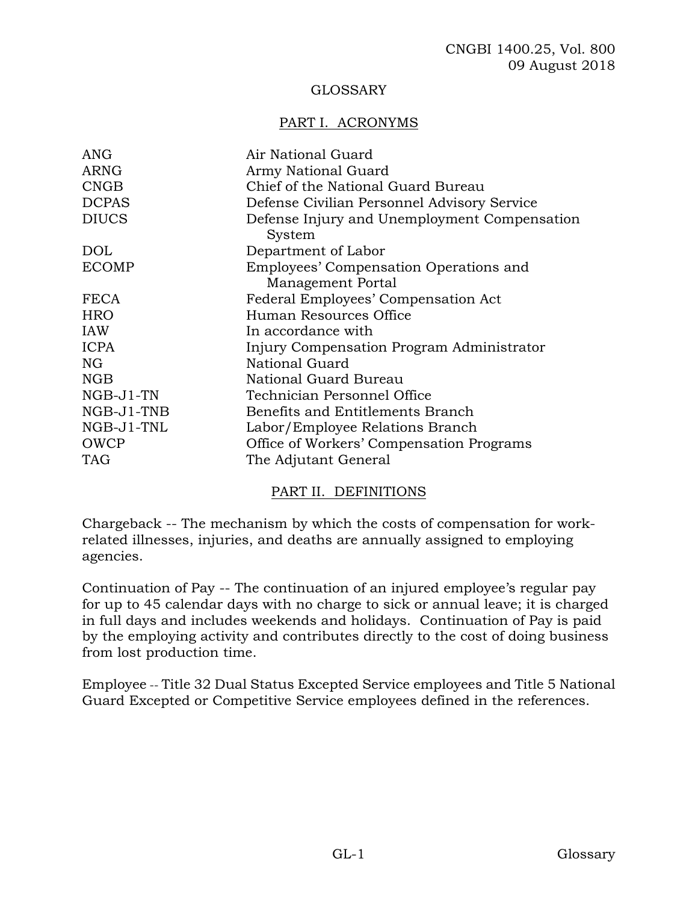# GLOSSARY

## PART I. ACRONYMS

| | |
|---|---|
| ANG | Air National Guard |
| ARNG | Army National Guard |
| CNGB | Chief of the National Guard Bureau |
| DCPAS | Defense Civilian Personnel Advisory Service |
| DIUCS | Defense Injury and Unemployment Compensation System |
| DOL | Department of Labor |
| ECOMP | Employees' Compensation Operations and Management Portal |
| FECA | Federal Employees' Compensation Act |
| HRO | Human Resources Office |
| IAW | In accordance with |
| ICPA | Injury Compensation Program Administrator |
| NG | National Guard |
| NGB | National Guard Bureau |
| NGB-J1-TN | Technician Personnel Office |
| NGB-J1-TNB | Benefits and Entitlements Branch |
| NGB-J1-TNL | Labor/Employee Relations Branch |
| OWCP | Office of Workers' Compensation Programs |
| TAG | The Adjutant General |

## PART II. DEFINITIONS

Chargeback -- The mechanism by which the costs of compensation for work-related illnesses, injuries, and deaths are annually assigned to employing agencies.

Continuation of Pay -- The continuation of an injured employee's regular pay for up to 45 calendar days with no charge to sick or annual leave; it is charged in full days and includes weekends and holidays. Continuation of Pay is paid by the employing activity and contributes directly to the cost of doing business from lost production time.

Employee -- Title 32 Dual Status Excepted Service employees and Title 5 National Guard Excepted or Competitive Service employees defined in the references.